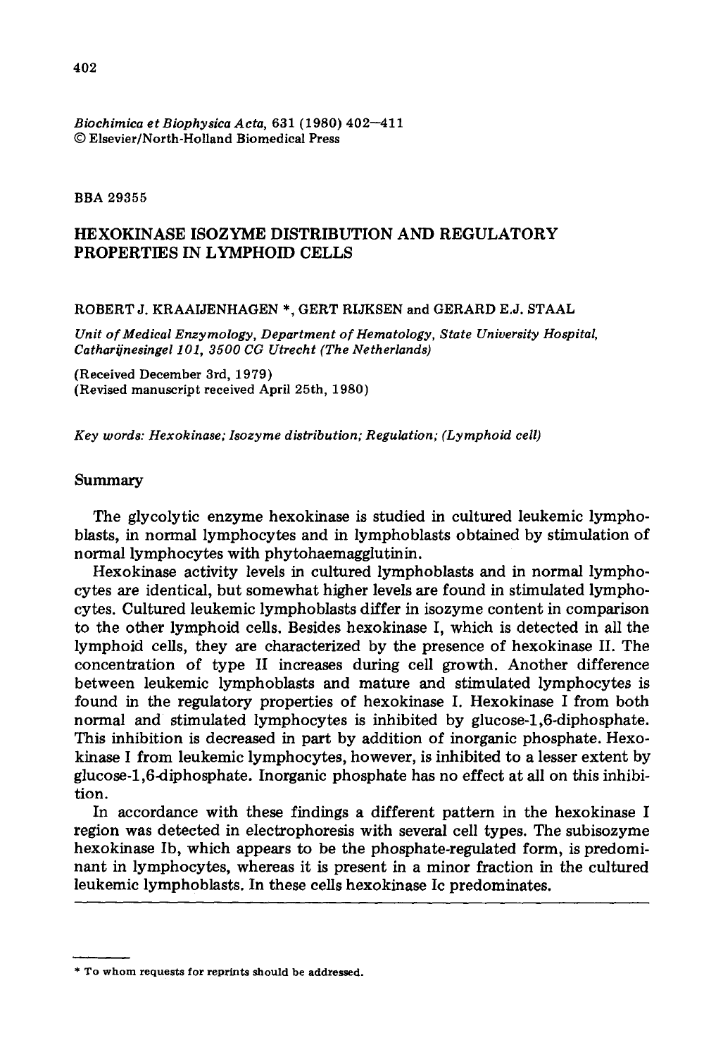BBA 29355

# HEXOKINASE ISOZYME DISTRIBUTION AND REGULATORY PROPERTIES IN LYMPHOID CELLS

ROBERT J. KRAAIJENHAGEN *, GERT RIJKSEN and GERARD E.J. STAAL

*Unit of Medical Enzymology, Department of Hematology, State University Hospital, Catharijnesingel 101, 3500 CG Utrecht (The Netherlands)*

(Received December 3rd, 1979)
(Revised manuscript received April 25th, 1980)

*Key words: Hexokinase; Isozyme distribution; Regulation; (Lymphoid cell)*

## Summary

The glycolytic enzyme hexokinase is studied in cultured leukemic lymphoblasts, in normal lymphocytes and in lymphoblasts obtained by stimulation of normal lymphocytes with phytohaemagglutinin.

Hexokinase activity levels in cultured lymphoblasts and in normal lymphocytes are identical, but somewhat higher levels are found in stimulated lymphocytes. Cultured leukemic lymphoblasts differ in isozyme content in comparison to the other lymphoid cells. Besides hexokinase I, which is detected in all the lymphoid cells, they are characterized by the presence of hexokinase II. The concentration of type II increases during cell growth. Another difference between leukemic lymphoblasts and mature and stimulated lymphocytes is found in the regulatory properties of hexokinase I. Hexokinase I from both normal and stimulated lymphocytes is inhibited by glucose-1,6-diphosphate. This inhibition is decreased in part by addition of inorganic phosphate. Hexokinase I from leukemic lymphocytes, however, is inhibited to a lesser extent by glucose-1,6-diphosphate. Inorganic phosphate has no effect at all on this inhibition.

In accordance with these findings a different pattern in the hexokinase I region was detected in electrophoresis with several cell types. The subisozyme hexokinase Ib, which appears to be the phosphate-regulated form, is predominant in lymphocytes, whereas it is present in a minor fraction in the cultured leukemic lymphoblasts. In these cells hexokinase Ic predominates.

---

* To whom requests for reprints should be addressed.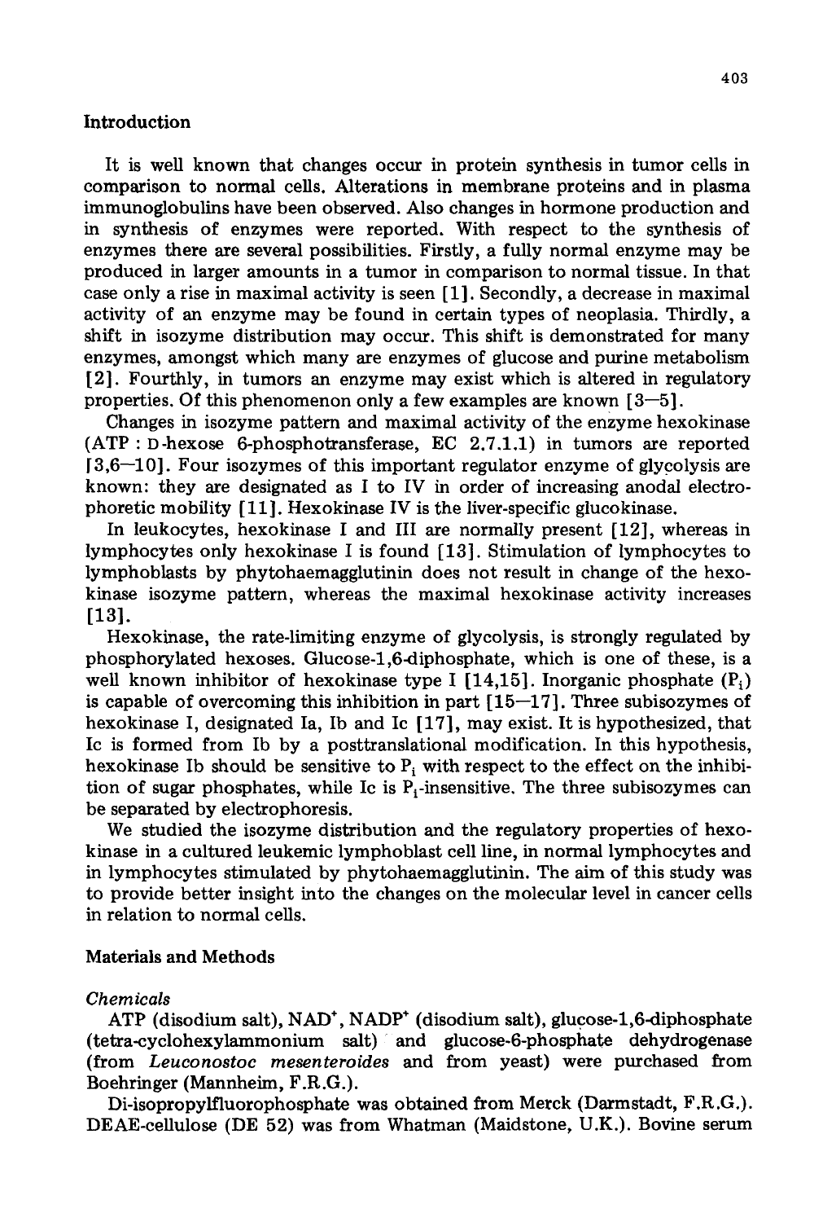## Introduction

It is well known that changes occur in protein synthesis in tumor cells in comparison to normal cells. Alterations in membrane proteins and in plasma immunoglobulins have been observed. Also changes in hormone production and in synthesis of enzymes were reported. With respect to the synthesis of enzymes there are several possibilities. Firstly, a fully normal enzyme may be produced in larger amounts in a tumor in comparison to normal tissue. In that case only a rise in maximal activity is seen [1]. Secondly, a decrease in maximal activity of an enzyme may be found in certain types of neoplasia. Thirdly, a shift in isozyme distribution may occur. This shift is demonstrated for many enzymes, amongst which many are enzymes of glucose and purine metabolism [2]. Fourthly, in tumors an enzyme may exist which is altered in regulatory properties. Of this phenomenon only a few examples are known [3—5].

Changes in isozyme pattern and maximal activity of the enzyme hexokinase (ATP : D-hexose 6-phosphotransferase, EC 2.7.1.1) in tumors are reported [3,6—10]. Four isozymes of this important regulator enzyme of glycolysis are known: they are designated as I to IV in order of increasing anodal electrophoretic mobility [11]. Hexokinase IV is the liver-specific glucokinase.

In leukocytes, hexokinase I and III are normally present [12], whereas in lymphocytes only hexokinase I is found [13]. Stimulation of lymphocytes to lymphoblasts by phytohaemagglutinin does not result in change of the hexokinase isozyme pattern, whereas the maximal hexokinase activity increases [13].

Hexokinase, the rate-limiting enzyme of glycolysis, is strongly regulated by phosphorylated hexoses. Glucose-1,6-diphosphate, which is one of these, is a well known inhibitor of hexokinase type I [14,15]. Inorganic phosphate ($P_i$) is capable of overcoming this inhibition in part [15—17]. Three subisozymes of hexokinase I, designated Ia, Ib and Ic [17], may exist. It is hypothesized, that Ic is formed from Ib by a posttranslational modification. In this hypothesis, hexokinase Ib should be sensitive to $P_i$ with respect to the effect on the inhibition of sugar phosphates, while Ic is $P_i$-insensitive. The three subisozymes can be separated by electrophoresis.

We studied the isozyme distribution and the regulatory properties of hexokinase in a cultured leukemic lymphoblast cell line, in normal lymphocytes and in lymphocytes stimulated by phytohaemagglutinin. The aim of this study was to provide better insight into the changes on the molecular level in cancer cells in relation to normal cells.

## Materials and Methods

### *Chemicals*

ATP (disodium salt), $NAD^+$, $NADP^+$ (disodium salt), glucose-1,6-diphosphate (tetra-cyclohexylammonium salt) and glucose-6-phosphate dehydrogenase (from *Leuconostoc mesenteroides* and from yeast) were purchased from Boehringer (Mannheim, F.R.G.).

Di-isopropylfluorophosphate was obtained from Merck (Darmstadt, F.R.G.). DEAE-cellulose (DE 52) was from Whatman (Maidstone, U.K.). Bovine serum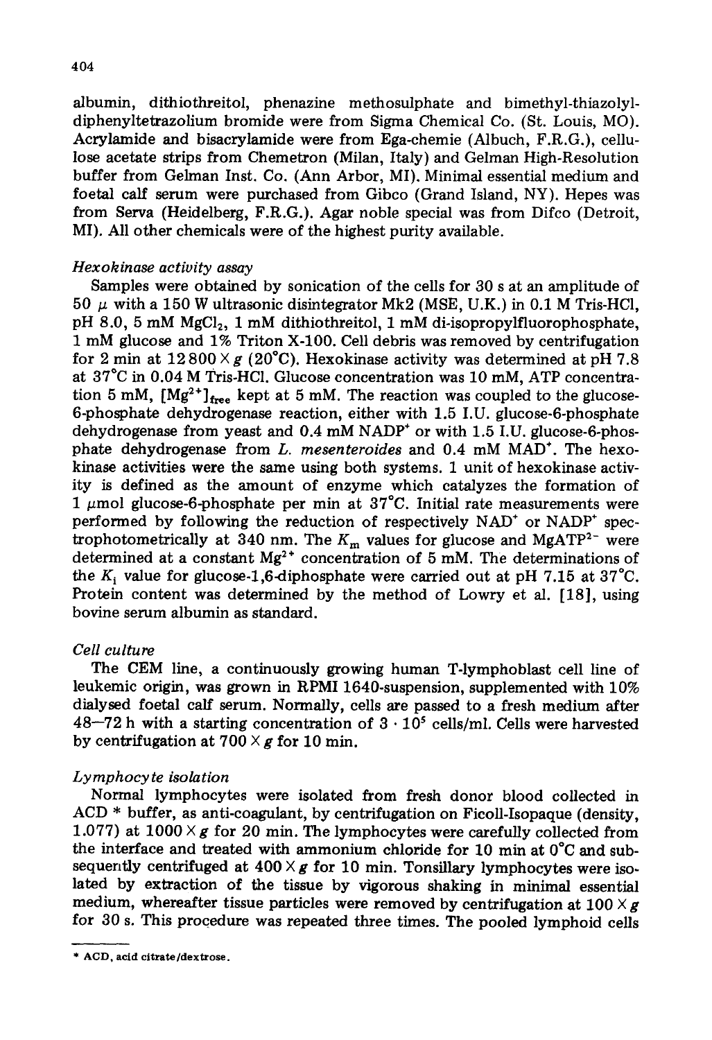albumin, dithiothreitol, phenazine methosulphate and bimethyl-thiazolyl-diphenyltetrazolium bromide were from Sigma Chemical Co. (St. Louis, MO). Acrylamide and bisacrylamide were from Ega-chemie (Albuch, F.R.G.), cellulose acetate strips from Chemetron (Milan, Italy) and Gelman High-Resolution buffer from Gelman Inst. Co. (Ann Arbor, MI). Minimal essential medium and foetal calf serum were purchased from Gibco (Grand Island, NY). Hepes was from Serva (Heidelberg, F.R.G.). Agar noble special was from Difco (Detroit, MI). All other chemicals were of the highest purity available.

*Hexokinase activity assay*

Samples were obtained by sonication of the cells for 30 s at an amplitude of 50 $\mu$ with a 150 W ultrasonic disintegrator Mk2 (MSE, U.K.) in 0.1 M Tris-HCl, pH 8.0, 5 mM $MgCl_2$, 1 mM dithiothreitol, 1 mM di-isopropylfluorophosphate, 1 mM glucose and 1% Triton X-100. Cell debris was removed by centrifugation for 2 min at $12\,800 \times g$ (20°C). Hexokinase activity was determined at pH 7.8 at 37°C in 0.04 M Tris-HCl. Glucose concentration was 10 mM, ATP concentration 5 mM, $[Mg^{2+}]_{free}$ kept at 5 mM. The reaction was coupled to the glucose-6-phosphate dehydrogenase reaction, either with 1.5 I.U. glucose-6-phosphate dehydrogenase from yeast and 0.4 mM $NADP^+$ or with 1.5 I.U. glucose-6-phosphate dehydrogenase from *L. mesenteroides* and 0.4 mM $MAD^+$. The hexokinase activities were the same using both systems. 1 unit of hexokinase activity is defined as the amount of enzyme which catalyzes the formation of 1 $\mu$mol glucose-6-phosphate per min at 37°C. Initial rate measurements were performed by following the reduction of respectively $NAD^+$ or $NADP^+$ spectrophotometrically at 340 nm. The $K_m$ values for glucose and $MgATP^{2-}$ were determined at a constant $Mg^{2+}$ concentration of 5 mM. The determinations of the $K_i$ value for glucose-1,6-diphosphate were carried out at pH 7.15 at 37°C. Protein content was determined by the method of Lowry et al. [18], using bovine serum albumin as standard.

*Cell culture*

The CEM line, a continuously growing human T-lymphoblast cell line of leukemic origin, was grown in RPMI 1640-suspension, supplemented with 10% dialysed foetal calf serum. Normally, cells are passed to a fresh medium after 48–72 h with a starting concentration of $3 \cdot 10^5$ cells/ml. Cells were harvested by centrifugation at $700 \times g$ for 10 min.

*Lymphocyte isolation*

Normal lymphocytes were isolated from fresh donor blood collected in ACD * buffer, as anti-coagulant, by centrifugation on Ficoll-Isopaque (density, 1.077) at $1000 \times g$ for 20 min. The lymphocytes were carefully collected from the interface and treated with ammonium chloride for 10 min at 0°C and subsequently centrifuged at $400 \times g$ for 10 min. Tonsillary lymphocytes were isolated by extraction of the tissue by vigorous shaking in minimal essential medium, whereafter tissue particles were removed by centrifugation at $100 \times g$ for 30 s. This procedure was repeated three times. The pooled lymphoid cells

* ACD, acid citrate/dextrose.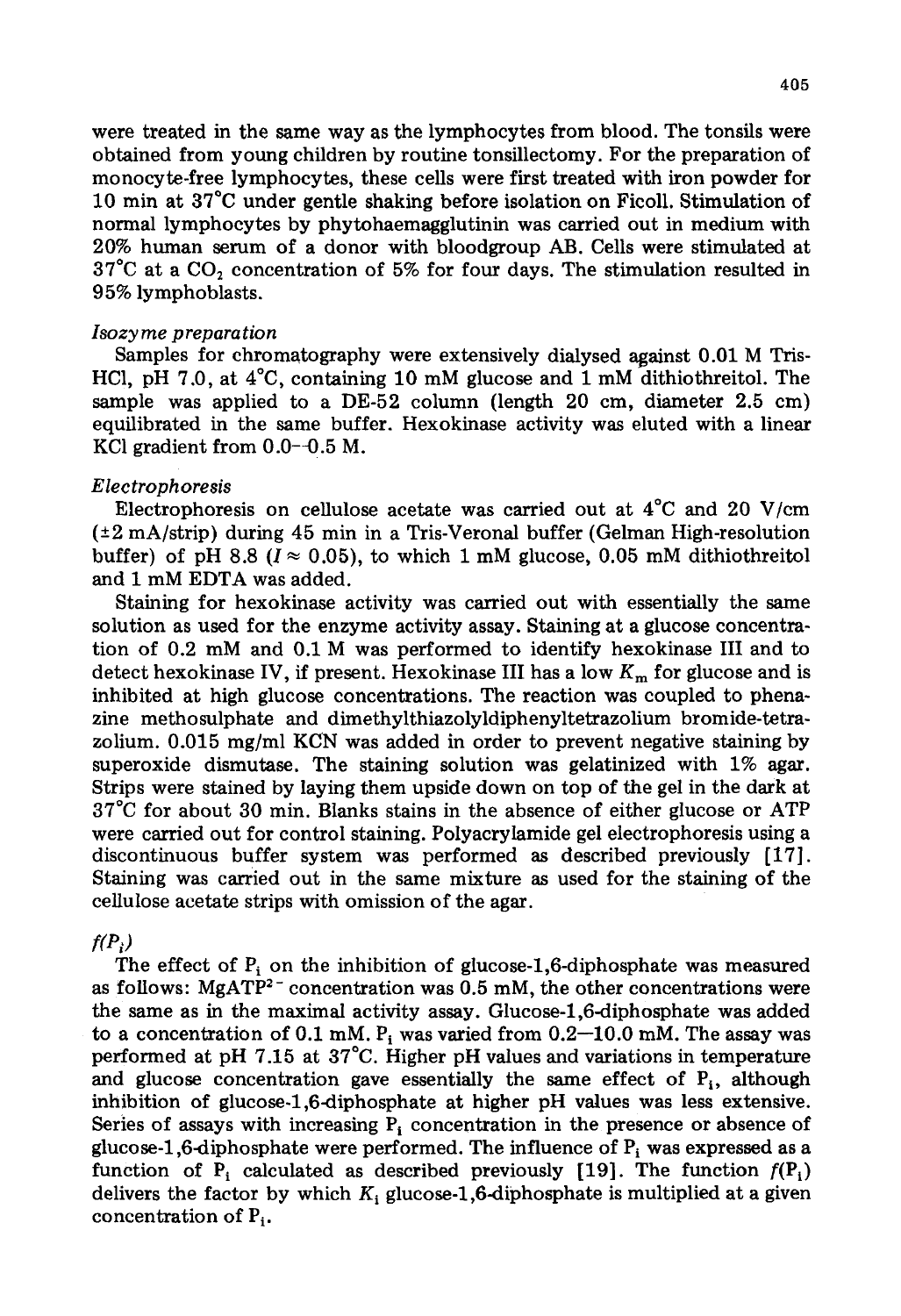were treated in the same way as the lymphocytes from blood. The tonsils were obtained from young children by routine tonsillectomy. For the preparation of monocyte-free lymphocytes, these cells were first treated with iron powder for 10 min at 37°C under gentle shaking before isolation on Ficoll. Stimulation of normal lymphocytes by phytohaemagglutinin was carried out in medium with 20% human serum of a donor with bloodgroup AB. Cells were stimulated at 37°C at a $CO_2$ concentration of 5% for four days. The stimulation resulted in 95% lymphoblasts.

### *Isozyme preparation*

Samples for chromatography were extensively dialysed against 0.01 M Tris-HCl, pH 7.0, at 4°C, containing 10 mM glucose and 1 mM dithiothreitol. The sample was applied to a DE-52 column (length 20 cm, diameter 2.5 cm) equilibrated in the same buffer. Hexokinase activity was eluted with a linear KCl gradient from 0.0—0.5 M.

### *Electrophoresis*

Electrophoresis on cellulose acetate was carried out at 4°C and 20 V/cm (±2 mA/strip) during 45 min in a Tris-Veronal buffer (Gelman High-resolution buffer) of pH 8.8 ($I \approx 0.05$), to which 1 mM glucose, 0.05 mM dithiothreitol and 1 mM EDTA was added.

Staining for hexokinase activity was carried out with essentially the same solution as used for the enzyme activity assay. Staining at a glucose concentration of 0.2 mM and 0.1 M was performed to identify hexokinase III and to detect hexokinase IV, if present. Hexokinase III has a low $K_m$ for glucose and is inhibited at high glucose concentrations. The reaction was coupled to phenazine methosulphate and dimethylthiazolyldiphenyltetrazolium bromide-tetrazolium. 0.015 mg/ml KCN was added in order to prevent negative staining by superoxide dismutase. The staining solution was gelatinized with 1% agar. Strips were stained by laying them upside down on top of the gel in the dark at 37°C for about 30 min. Blanks stains in the absence of either glucose or ATP were carried out for control staining. Polyacrylamide gel electrophoresis using a discontinuous buffer system was performed as described previously [17]. Staining was carried out in the same mixture as used for the staining of the cellulose acetate strips with omission of the agar.

### *$f(P_i)$*

The effect of $P_i$ on the inhibition of glucose-1,6-diphosphate was measured as follows: $MgATP^{2-}$ concentration was 0.5 mM, the other concentrations were the same as in the maximal activity assay. Glucose-1,6-diphosphate was added to a concentration of 0.1 mM. $P_i$ was varied from 0.2—10.0 mM. The assay was performed at pH 7.15 at 37°C. Higher pH values and variations in temperature and glucose concentration gave essentially the same effect of $P_i$, although inhibition of glucose-1,6-diphosphate at higher pH values was less extensive. Series of assays with increasing $P_i$ concentration in the presence or absence of glucose-1,6-diphosphate were performed. The influence of $P_i$ was expressed as a function of $P_i$ calculated as described previously [19]. The function $f(P_i)$ delivers the factor by which $K_i$ glucose-1,6-diphosphate is multiplied at a given concentration of $P_i$.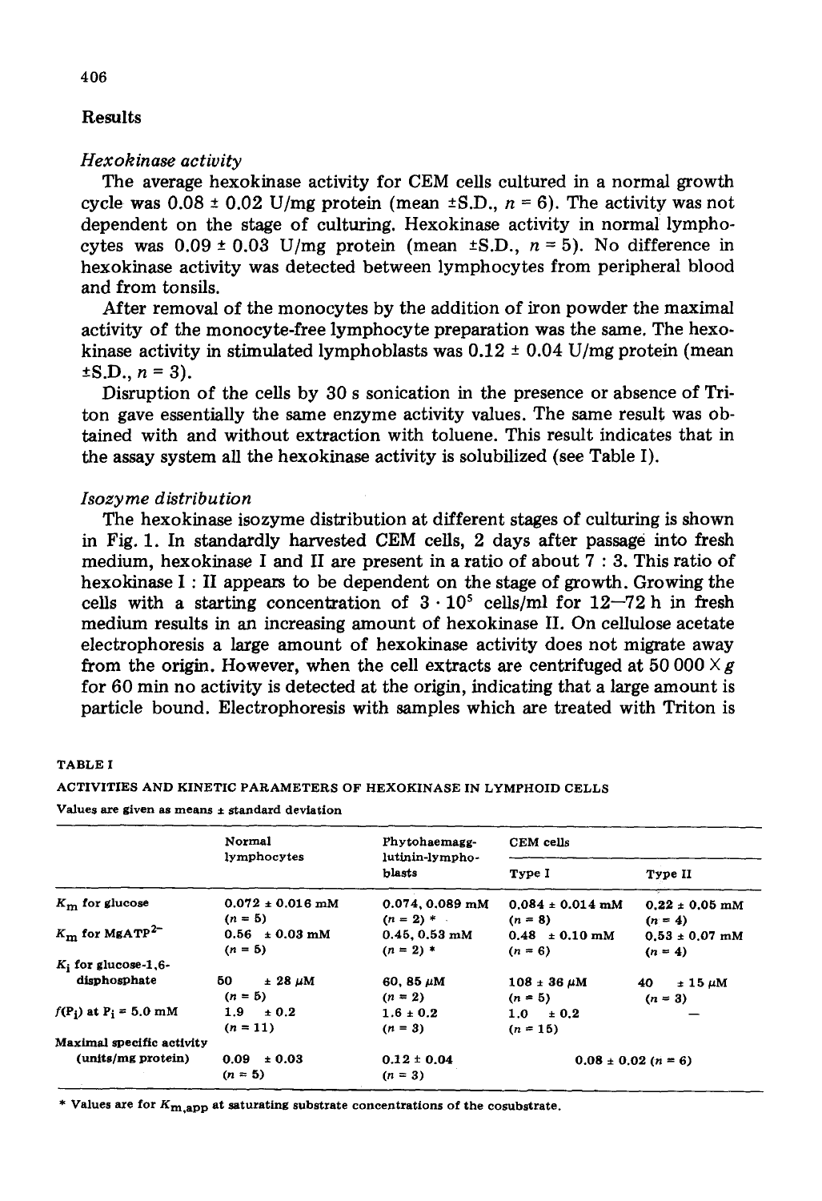## Results

### *Hexokinase activity*

The average hexokinase activity for CEM cells cultured in a normal growth cycle was 0.08 ± 0.02 U/mg protein (mean ±S.D., $n = 6$). The activity was not dependent on the stage of culturing. Hexokinase activity in normal lymphocytes was 0.09 ± 0.03 U/mg protein (mean ±S.D., $n = 5$). No difference in hexokinase activity was detected between lymphocytes from peripheral blood and from tonsils.

After removal of the monocytes by the addition of iron powder the maximal activity of the monocyte-free lymphocyte preparation was the same. The hexokinase activity in stimulated lymphoblasts was 0.12 ± 0.04 U/mg protein (mean ±S.D., $n = 3$).

Disruption of the cells by 30 s sonication in the presence or absence of Triton gave essentially the same enzyme activity values. The same result was obtained with and without extraction with toluene. This result indicates that in the assay system all the hexokinase activity is solubilized (see Table I).

### *Isozyme distribution*

The hexokinase isozyme distribution at different stages of culturing is shown in Fig. 1. In standardly harvested CEM cells, 2 days after passage into fresh medium, hexokinase I and II are present in a ratio of about 7 : 3. This ratio of hexokinase I : II appears to be dependent on the stage of growth. Growing the cells with a starting concentration of $3 \cdot 10^5$ cells/ml for 12—72 h in fresh medium results in an increasing amount of hexokinase II. On cellulose acetate electrophoresis a large amount of hexokinase activity does not migrate away from the origin. However, when the cell extracts are centrifuged at 50 000 × *g* for 60 min no activity is detected at the origin, indicating that a large amount is particle bound. Electrophoresis with samples which are treated with Triton is

TABLE I

ACTIVITIES AND KINETIC PARAMETERS OF HEXOKINASE IN LYMPHOID CELLS

Values are given as means ± standard deviation

| | Normal lymphocytes | Phytohaemagglutinin-lymphoblasts | CEM cells | |
|---|---|---|---|---|
| | | | Type I | Type II |
| $K_m$ for glucose | 0.072 ± 0.016 mM ($n = 5$) | 0.074, 0.089 mM ($n = 2$) * | 0.084 ± 0.014 mM ($n = 8$) | 0.22 ± 0.05 mM ($n = 4$) |
| $K_m$ for $MgATP^{2-}$ | 0.56 ± 0.03 mM ($n = 5$) | 0.45, 0.53 mM ($n = 2$) * | 0.48 ± 0.10 mM ($n = 6$) | 0.53 ± 0.07 mM ($n = 4$) |
| $K_i$ for glucose-1,6-disphosphate | 50 ± 28 μM ($n = 5$) | 60, 85 μM ($n = 2$) | 108 ± 36 μM ($n = 5$) | 40 ± 15 μM ($n = 3$) |
| $f(P_i)$ at $P_i$ = 5.0 mM | 1.9 ± 0.2 ($n = 11$) | 1.6 ± 0.2 ($n = 3$) | 1.0 ± 0.2 ($n = 15$) | — |
| Maximal specific activity (units/mg protein) | 0.09 ± 0.03 ($n = 5$) | 0.12 ± 0.04 ($n = 3$) | 0.08 ± 0.02 ($n = 6$) | |

\* Values are for $K_{m,app}$ at saturating substrate concentrations of the cosubstrate.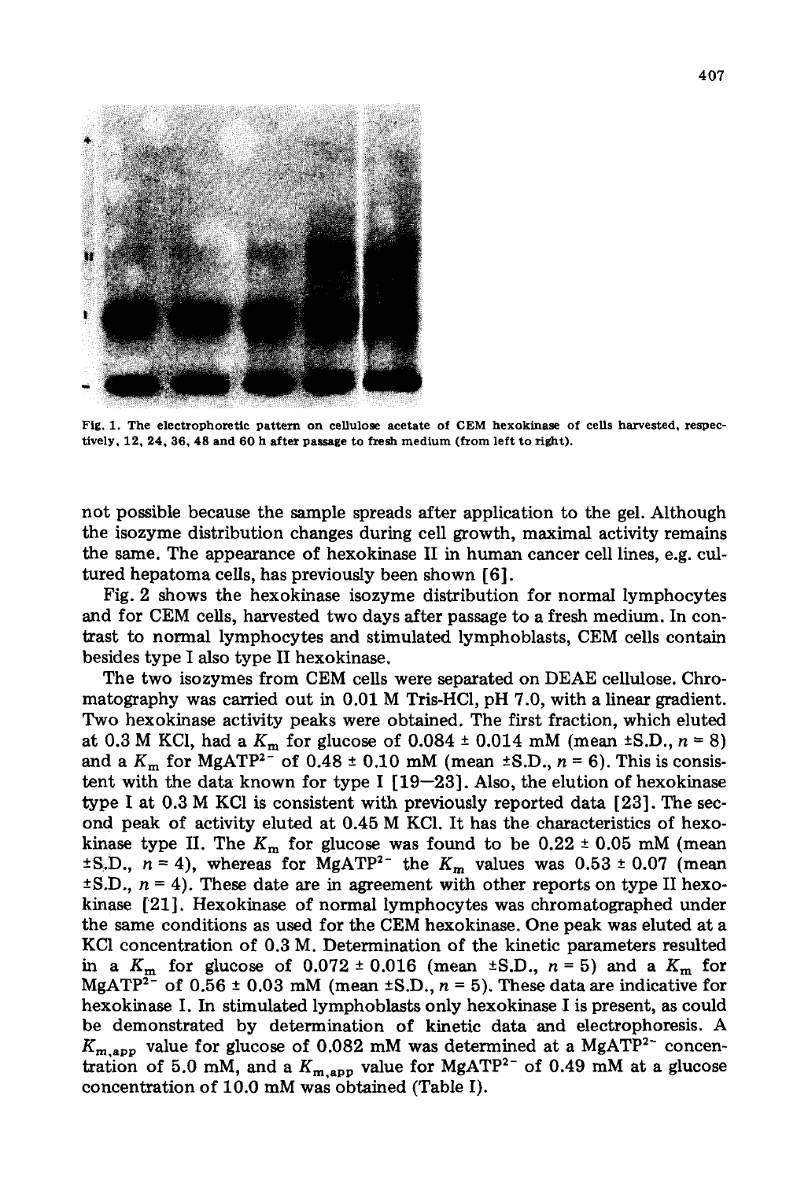Fig. 1. The electrophoretic pattern on cellulose acetate of CEM hexokinase of cells harvested, respectively, 12, 24, 36, 48 and 60 h after passage to fresh medium (from left to right).

not possible because the sample spreads after application to the gel. Although the isozyme distribution changes during cell growth, maximal activity remains the same. The appearance of hexokinase II in human cancer cell lines, e.g. cultured hepatoma cells, has previously been shown [6].

Fig. 2 shows the hexokinase isozyme distribution for normal lymphocytes and for CEM cells, harvested two days after passage to a fresh medium. In contrast to normal lymphocytes and stimulated lymphoblasts, CEM cells contain besides type I also type II hexokinase.

The two isozymes from CEM cells were separated on DEAE cellulose. Chromatography was carried out in 0.01 M Tris-HCl, pH 7.0, with a linear gradient. Two hexokinase activity peaks were obtained. The first fraction, which eluted at 0.3 M KCl, had a $K_m$ for glucose of 0.084 ± 0.014 mM (mean ±S.D., $n = 8$) and a $K_m$ for $MgATP^{2-}$ of 0.48 ± 0.10 mM (mean ±S.D., $n = 6$). This is consistent with the data known for type I [19–23]. Also, the elution of hexokinase type I at 0.3 M KCl is consistent with previously reported data [23]. The second peak of activity eluted at 0.45 M KCl. It has the characteristics of hexokinase type II. The $K_m$ for glucose was found to be 0.22 ± 0.05 mM (mean ±S.D., $n = 4$), whereas for $MgATP^{2-}$ the $K_m$ values was 0.53 ± 0.07 (mean ±S.D., $n = 4$). These date are in agreement with other reports on type II hexokinase [21]. Hexokinase of normal lymphocytes was chromatographed under the same conditions as used for the CEM hexokinase. One peak was eluted at a KCl concentration of 0.3 M. Determination of the kinetic parameters resulted in a $K_m$ for glucose of 0.072 ± 0.016 (mean ±S.D., $n = 5$) and a $K_m$ for $MgATP^{2-}$ of 0.56 ± 0.03 mM (mean ±S.D., $n = 5$). These data are indicative for hexokinase I. In stimulated lymphoblasts only hexokinase I is present, as could be demonstrated by determination of kinetic data and electrophoresis. A $K_{m,app}$ value for glucose of 0.082 mM was determined at a $MgATP^{2-}$ concentration of 5.0 mM, and a $K_{m,app}$ value for $MgATP^{2-}$ of 0.49 mM at a glucose concentration of 10.0 mM was obtained (Table I).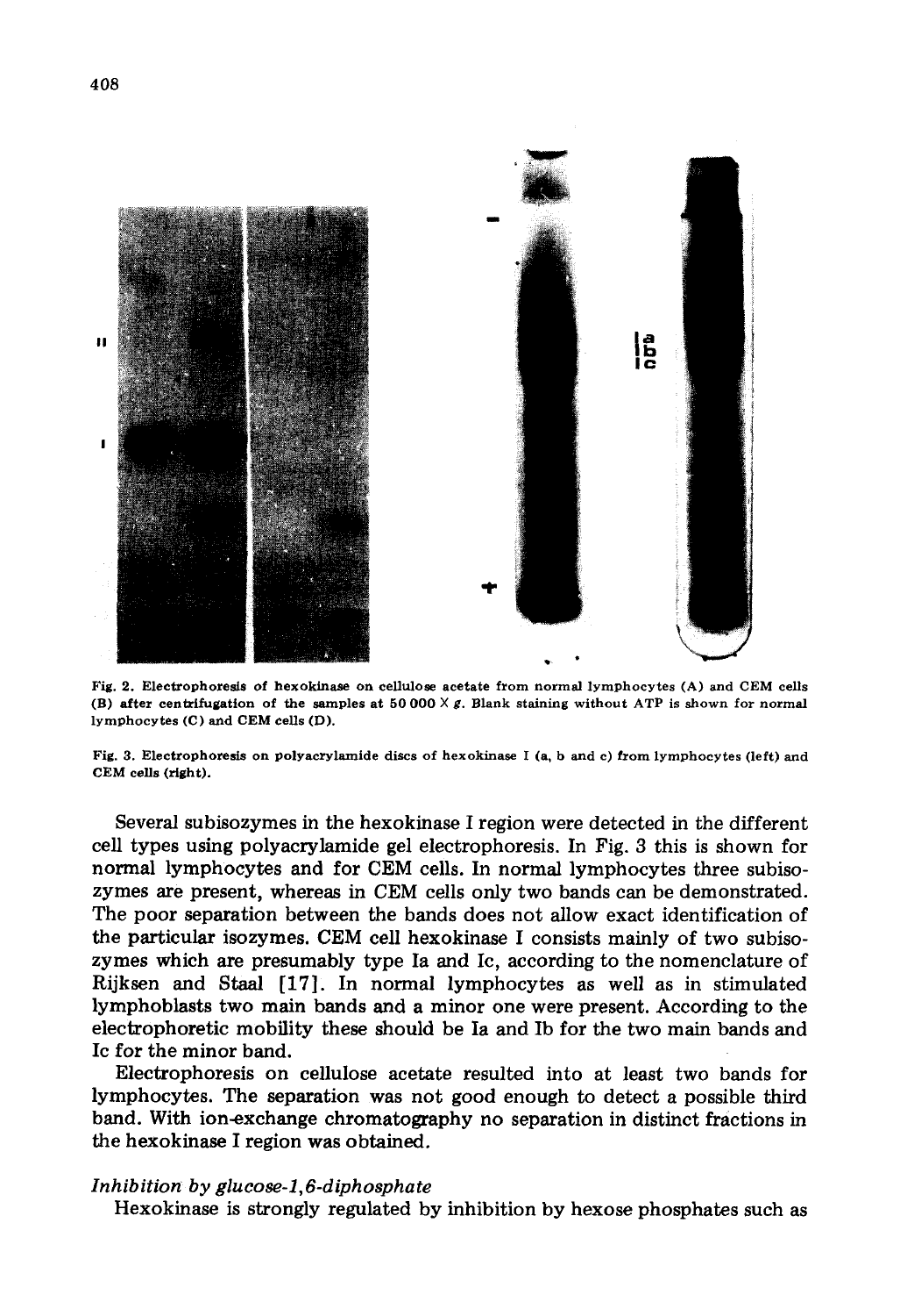Fig. 2. Electrophoresis of hexokinase on cellulose acetate from normal lymphocytes (A) and CEM cells (B) after centrifugation of the samples at 50 000 × *g*. Blank staining without ATP is shown for normal lymphocytes (C) and CEM cells (D).

Fig. 3. Electrophoresis on polyacrylamide discs of hexokinase I (a, b and c) from lymphocytes (left) and CEM cells (right).

Several subisozymes in the hexokinase I region were detected in the different cell types using polyacrylamide gel electrophoresis. In Fig. 3 this is shown for normal lymphocytes and for CEM cells. In normal lymphocytes three subisozymes are present, whereas in CEM cells only two bands can be demonstrated. The poor separation between the bands does not allow exact identification of the particular isozymes. CEM cell hexokinase I consists mainly of two subisozymes which are presumably type Ia and Ic, according to the nomenclature of Rijksen and Staal [17]. In normal lymphocytes as well as in stimulated lymphoblasts two main bands and a minor one were present. According to the electrophoretic mobility these should be Ia and Ib for the two main bands and Ic for the minor band.

Electrophoresis on cellulose acetate resulted into at least two bands for lymphocytes. The separation was not good enough to detect a possible third band. With ion-exchange chromatography no separation in distinct fractions in the hexokinase I region was obtained.

### *Inhibition by glucose-1,6-diphosphate*

Hexokinase is strongly regulated by inhibition by hexose phosphates such as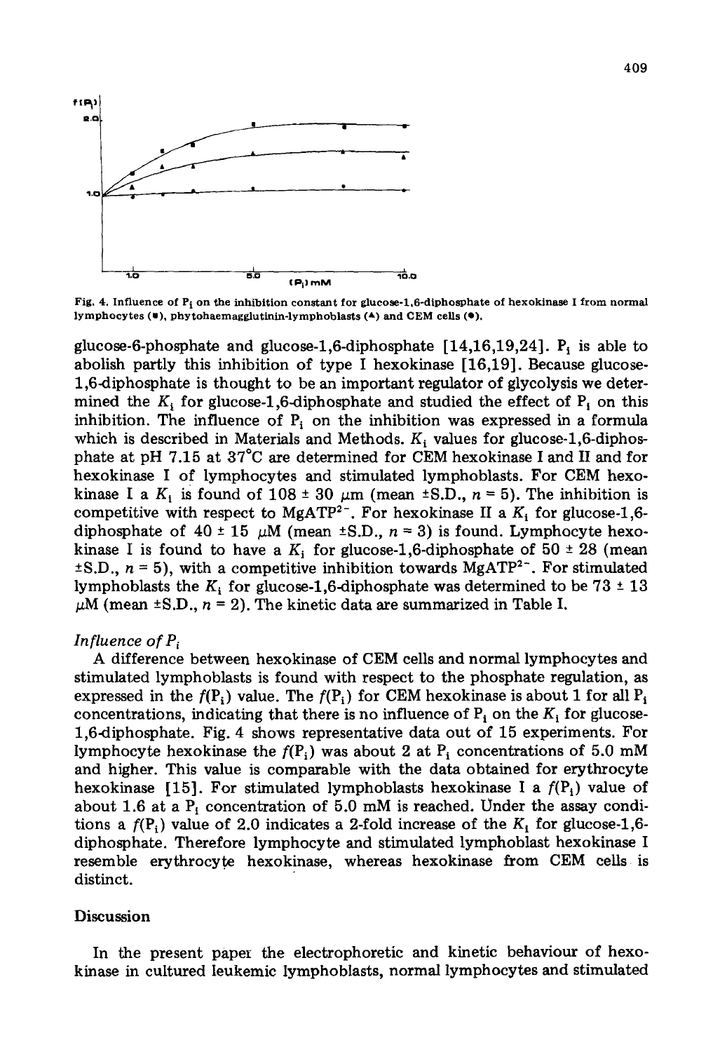Fig. 4. Influence of $P_i$ on the inhibition constant for glucose-1,6-diphosphate of hexokinase I from normal lymphocytes (■), phytohaemagglutinin-lymphoblasts (▲) and CEM cells (●).

glucose-6-phosphate and glucose-1,6-diphosphate [14,16,19,24]. $P_i$ is able to abolish partly this inhibition of type I hexokinase [16,19]. Because glucose-1,6-diphosphate is thought to be an important regulator of glycolysis we determined the $K_i$ for glucose-1,6-diphosphate and studied the effect of $P_i$ on this inhibition. The influence of $P_i$ on the inhibition was expressed in a formula which is described in Materials and Methods. $K_i$ values for glucose-1,6-diphosphate at pH 7.15 at 37°C are determined for CEM hexokinase I and II and for hexokinase I of lymphocytes and stimulated lymphoblasts. For CEM hexokinase I a $K_i$ is found of 108 ± 30 $\mu$m (mean ±S.D., $n = 5$). The inhibition is competitive with respect to $MgATP^{2-}$. For hexokinase II a $K_i$ for glucose-1,6-diphosphate of 40 ± 15 $\mu$M (mean ±S.D., $n = 3$) is found. Lymphocyte hexokinase I is found to have a $K_i$ for glucose-1,6-diphosphate of 50 ± 28 (mean ±S.D., $n = 5$), with a competitive inhibition towards $MgATP^{2-}$. For stimulated lymphoblasts the $K_i$ for glucose-1,6-diphosphate was determined to be 73 ± 13 $\mu$M (mean ±S.D., $n = 2$). The kinetic data are summarized in Table I.

### *Influence of $P_i$*

A difference between hexokinase of CEM cells and normal lymphocytes and stimulated lymphoblasts is found with respect to the phosphate regulation, as expressed in the $f(P_i)$ value. The $f(P_i)$ for CEM hexokinase is about 1 for all $P_i$ concentrations, indicating that there is no influence of $P_i$ on the $K_i$ for glucose-1,6-diphosphate. Fig. 4 shows representative data out of 15 experiments. For lymphocyte hexokinase the $f(P_i)$ was about 2 at $P_i$ concentrations of 5.0 mM and higher. This value is comparable with the data obtained for erythrocyte hexokinase [15]. For stimulated lymphoblasts hexokinase I a $f(P_i)$ value of about 1.6 at a $P_i$ concentration of 5.0 mM is reached. Under the assay conditions a $f(P_i)$ value of 2.0 indicates a 2-fold increase of the $K_i$ for glucose-1,6-diphosphate. Therefore lymphocyte and stimulated lymphoblast hexokinase I resemble erythrocyte hexokinase, whereas hexokinase from CEM cells is distinct.

## Discussion

In the present paper the electrophoretic and kinetic behaviour of hexokinase in cultured leukemic lymphoblasts, normal lymphocytes and stimulated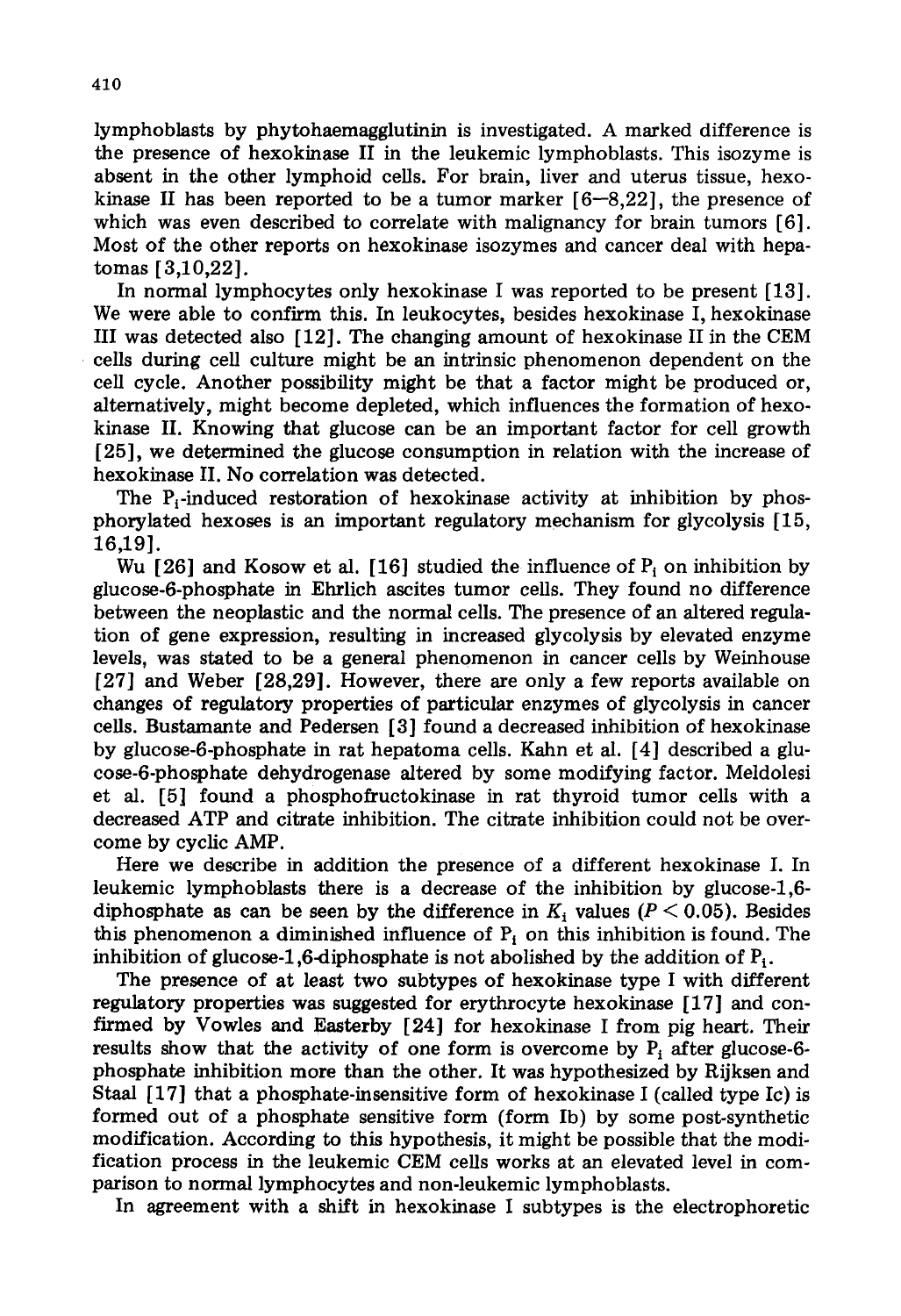lymphoblasts by phytohaemagglutinin is investigated. A marked difference is the presence of hexokinase II in the leukemic lymphoblasts. This isozyme is absent in the other lymphoid cells. For brain, liver and uterus tissue, hexokinase II has been reported to be a tumor marker [6–8,22], the presence of which was even described to correlate with malignancy for brain tumors [6]. Most of the other reports on hexokinase isozymes and cancer deal with hepatomas [3,10,22].

In normal lymphocytes only hexokinase I was reported to be present [13]. We were able to confirm this. In leukocytes, besides hexokinase I, hexokinase III was detected also [12]. The changing amount of hexokinase II in the CEM cells during cell culture might be an intrinsic phenomenon dependent on the cell cycle. Another possibility might be that a factor might be produced or, alternatively, might become depleted, which influences the formation of hexokinase II. Knowing that glucose can be an important factor for cell growth [25], we determined the glucose consumption in relation with the increase of hexokinase II. No correlation was detected.

The $P_i$-induced restoration of hexokinase activity at inhibition by phosphorylated hexoses is an important regulatory mechanism for glycolysis [15, 16,19].

Wu [26] and Kosow et al. [16] studied the influence of $P_i$ on inhibition by glucose-6-phosphate in Ehrlich ascites tumor cells. They found no difference between the neoplastic and the normal cells. The presence of an altered regulation of gene expression, resulting in increased glycolysis by elevated enzyme levels, was stated to be a general phenomenon in cancer cells by Weinhouse [27] and Weber [28,29]. However, there are only a few reports available on changes of regulatory properties of particular enzymes of glycolysis in cancer cells. Bustamante and Pedersen [3] found a decreased inhibition of hexokinase by glucose-6-phosphate in rat hepatoma cells. Kahn et al. [4] described a glucose-6-phosphate dehydrogenase altered by some modifying factor. Meldolesi et al. [5] found a phosphofructokinase in rat thyroid tumor cells with a decreased ATP and citrate inhibition. The citrate inhibition could not be overcome by cyclic AMP.

Here we describe in addition the presence of a different hexokinase I. In leukemic lymphoblasts there is a decrease of the inhibition by glucose-1,6-diphosphate as can be seen by the difference in $K_i$ values ($P < 0.05$). Besides this phenomenon a diminished influence of $P_i$ on this inhibition is found. The inhibition of glucose-1,6-diphosphate is not abolished by the addition of $P_i$.

The presence of at least two subtypes of hexokinase type I with different regulatory properties was suggested for erythrocyte hexokinase [17] and confirmed by Vowles and Easterby [24] for hexokinase I from pig heart. Their results show that the activity of one form is overcome by $P_i$ after glucose-6-phosphate inhibition more than the other. It was hypothesized by Rijksen and Staal [17] that a phosphate-insensitive form of hexokinase I (called type Ic) is formed out of a phosphate sensitive form (form Ib) by some post-synthetic modification. According to this hypothesis, it might be possible that the modification process in the leukemic CEM cells works at an elevated level in comparison to normal lymphocytes and non-leukemic lymphoblasts.

In agreement with a shift in hexokinase I subtypes is the electrophoretic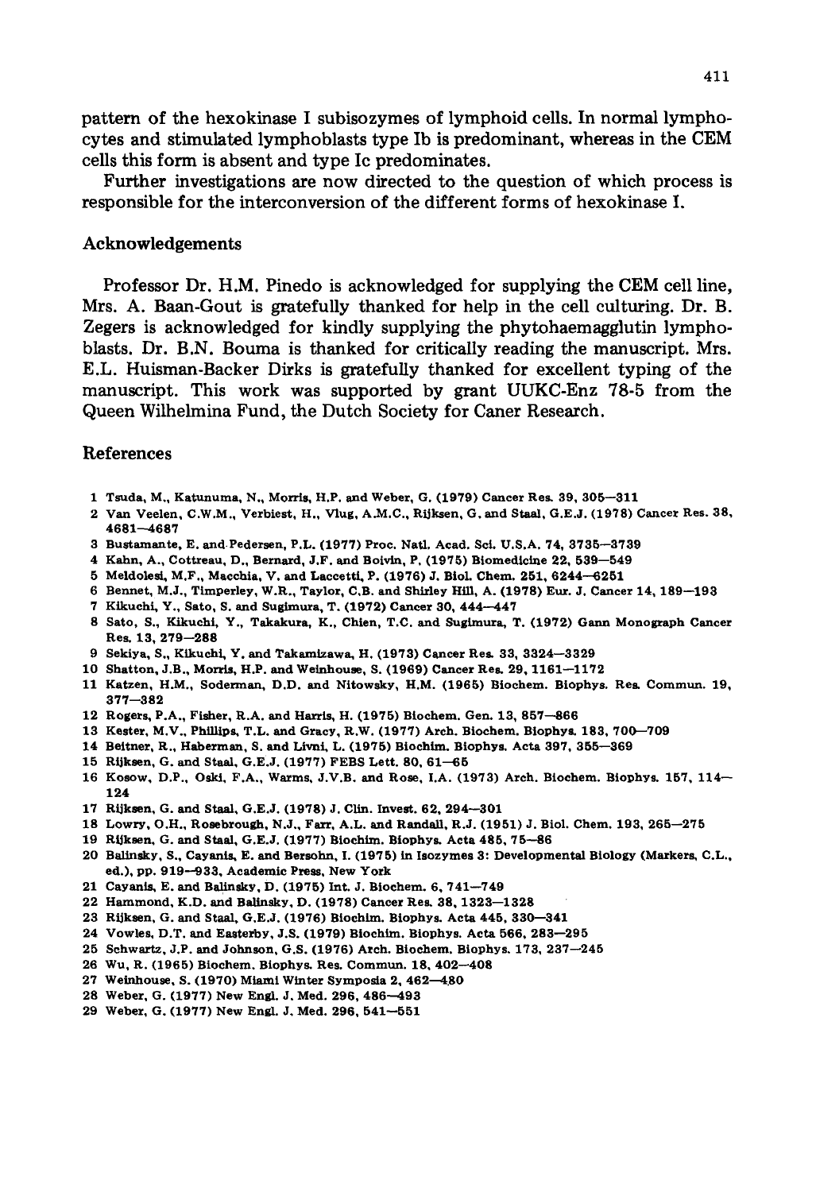pattern of the hexokinase I subisozymes of lymphoid cells. In normal lymphocytes and stimulated lymphoblasts type Ib is predominant, whereas in the CEM cells this form is absent and type Ic predominates.

Further investigations are now directed to the question of which process is responsible for the interconversion of the different forms of hexokinase I.

## Acknowledgements

Professor Dr. H.M. Pinedo is acknowledged for supplying the CEM cell line, Mrs. A. Baan-Gout is gratefully thanked for help in the cell culturing. Dr. B. Zegers is acknowledged for kindly supplying the phytohaemagglutin lymphoblasts. Dr. B.N. Bouma is thanked for critically reading the manuscript. Mrs. E.L. Huisman-Backer Dirks is gratefully thanked for excellent typing of the manuscript. This work was supported by grant UUKC-Enz 78-5 from the Queen Wilhelmina Fund, the Dutch Society for Caner Research.

## References

1 Tsuda, M., Katunuma, N., Morris, H.P. and Weber, G. (1979) Cancer Res. 39, 305—311
2 Van Veelen, C.W.M., Verbiest, H., Vlug, A.M.C., Rijksen, G. and Staal, G.E.J. (1978) Cancer Res. 38, 4681—4687
3 Bustamante, E. and Pedersen, P.L. (1977) Proc. Natl. Acad. Sci. U.S.A. 74, 3735—3739
4 Kahn, A., Cottreau, D., Bernard, J.F. and Boivin, P. (1975) Biomedicine 22, 539—549
5 Meldolesi, M.F., Macchia, V. and Laccetti, P. (1976) J. Biol. Chem. 251, 6244—6251
6 Bennet, M.J., Timperley, W.R., Taylor, C.B. and Shirley Hill, A. (1978) Eur. J. Cancer 14, 189—193
7 Kikuchi, Y., Sato, S. and Sugimura, T. (1972) Cancer 30, 444—447
8 Sato, S., Kikuchi, Y., Takakura, K., Chien, T.C. and Sugimura, T. (1972) Gann Monograph Cancer Res. 13, 279—288
9 Sekiya, S., Kikuchi, Y. and Takamizawa, H. (1973) Cancer Res. 33, 3324—3329
10 Shatton, J.B., Morris, H.P. and Weinhouse, S. (1969) Cancer Res. 29, 1161—1172
11 Katzen, H.M., Soderman, D.D. and Nitowsky, H.M. (1965) Biochem. Biophys. Res. Commun. 19, 377—382
12 Rogers, P.A., Fisher, R.A. and Harris, H. (1975) Biochem. Gen. 13, 857—866
13 Kester, M.V., Phillips, T.L. and Gracy, R.W. (1977) Arch. Biochem. Biophys. 183, 700—709
14 Beitner, R., Haberman, S. and Livni, L. (1975) Biochim. Biophys. Acta 397, 355—369
15 Rijksen, G. and Staal, G.E.J. (1977) FEBS Lett. 80, 61—65
16 Kosow, D.P., Oski, F.A., Warms, J.V.B. and Rose, I.A. (1973) Arch. Biochem. Biophys. 157, 114—124
17 Rijksen, G. and Staal, G.E.J. (1978) J. Clin. Invest. 62, 294—301
18 Lowry, O.H., Rosebrough, N.J., Farr, A.L. and Randall, R.J. (1951) J. Biol. Chem. 193, 265—275
19 Rijksen, G. and Staal, G.E.J. (1977) Biochim. Biophys. Acta 485, 75—86
20 Balinsky, S., Cayanis, E. and Bersohn, I. (1975) in Isozymes 3: Developmental Biology (Markers, C.L., ed.), pp. 919—933, Academic Press, New York
21 Cayanis, E. and Balinsky, D. (1975) Int. J. Biochem. 6, 741—749
22 Hammond, K.D. and Balinsky, D. (1978) Cancer Res. 38, 1323—1328
23 Rijksen, G. and Staal, G.E.J. (1976) Biochim. Biophys. Acta 445, 330—341
24 Vowles, D.T. and Easterby, J.S. (1979) Biochim. Biophys. Acta 566, 283—295
25 Schwartz, J.P. and Johnson, G.S. (1976) Arch. Biochem. Biophys. 173, 237—245
26 Wu, R. (1965) Biochem. Biophys. Res. Commun. 18, 402—408
27 Weinhouse, S. (1970) Miami Winter Symposia 2, 462—480
28 Weber, G. (1977) New Engl. J. Med. 296, 486—493
29 Weber, G. (1977) New Engl. J. Med. 296, 541—551